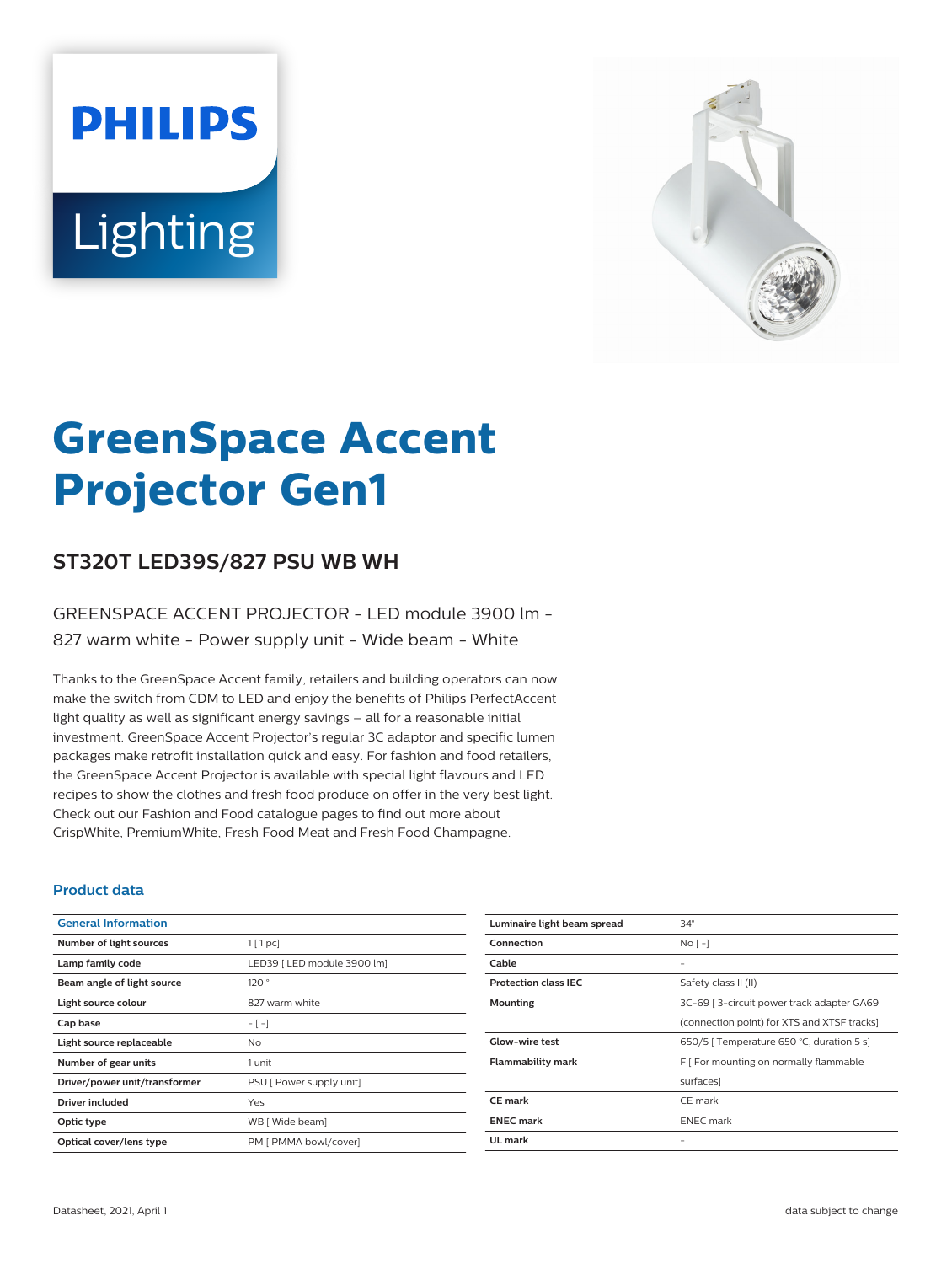# GreenSpace Accent Projector Gen1

## ST320T LED39S/827 PSU WB WH

GREENSPACE ACCENT PROJECTOR - LED module 3900 lm - 827 warm white - Power supply unit - Wide beam - White

Thanks to the GreenSpace Accent family, retailers and building operators can now make the switch from CDM to LED and enjoy the benefits of Philips PerfectAccent light quality as well as significant energy savings – all for a reasonable initial investment. GreenSpace Accent Projector's regular 3C adaptor and specific lumen packages make retrofit installation quick and easy. For fashion and food retailers, the GreenSpace Accent Projector is available with special light flavours and LED recipes to show the clothes and fresh food produce on offer in the very best light. Check out our Fashion and Food catalogue pages to find out more about CrispWhite, PremiumWhite, Fresh Food Meat and Fresh Food Champagne.

### Product data

| General Information | |
|---|---|
| Number of light sources | 1 [ 1 pc] |
| Lamp family code | LED39 [ LED module 3900 lm] |
| Beam angle of light source | 120 ° |
| Light source colour | 827 warm white |
| Cap base | - [ -] |
| Light source replaceable | No |
| Number of gear units | 1 unit |
| Driver/power unit/transformer | PSU [ Power supply unit] |
| Driver included | Yes |
| Optic type | WB [ Wide beam] |
| Optical cover/lens type | PM [ PMMA bowl/cover] |
| Luminaire light beam spread | 34° |
| Connection | No [ -] |
| Cable | - |
| Protection class IEC | Safety class II (II) |
| Mounting | 3C-69 [ 3-circuit power track adapter GA69 (connection point) for XTS and XTSF tracks] |
| Glow-wire test | 650/5 [ Temperature 650 °C, duration 5 s] |
| Flammability mark | F [ For mounting on normally flammable surfaces] |
| CE mark | CE mark |
| ENEC mark | ENEC mark |
| UL mark | - |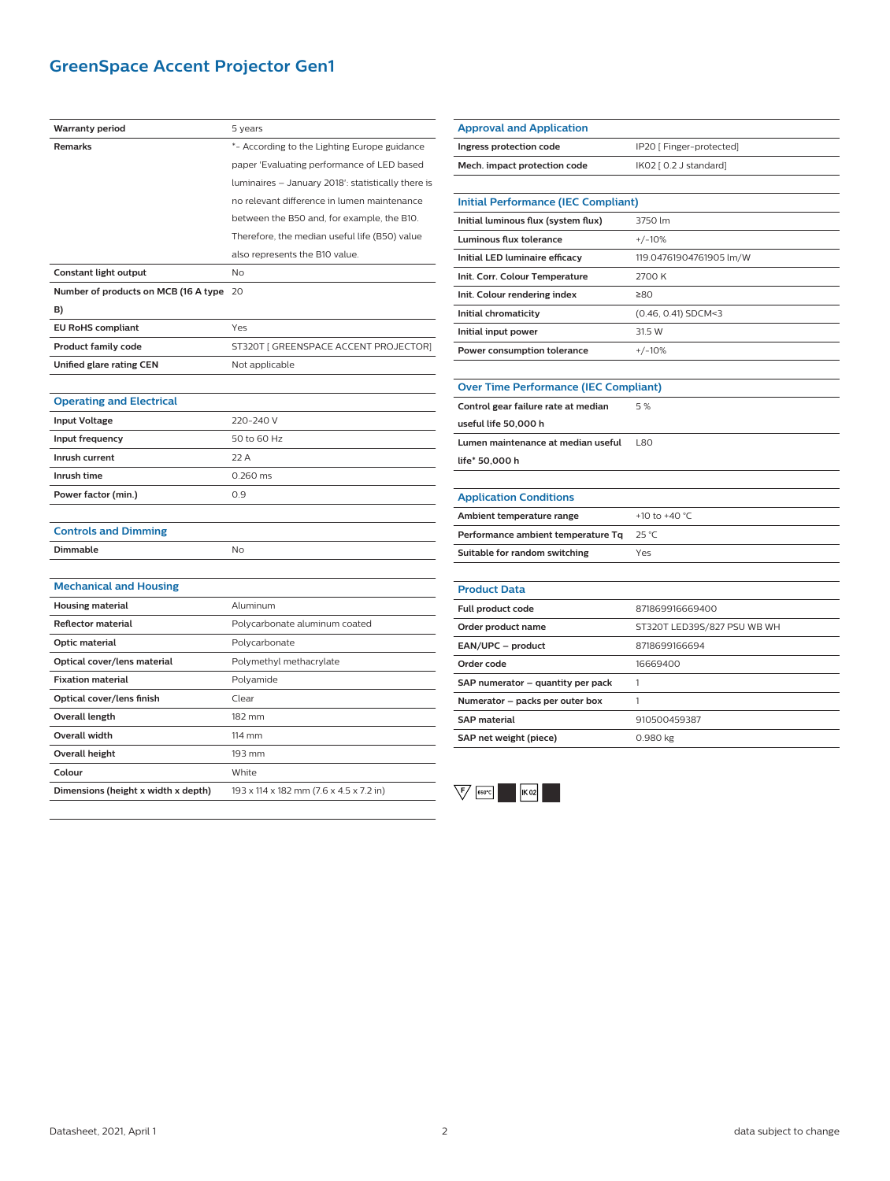# GreenSpace Accent Projector Gen1

| | |
|---|---|
| **Warranty period** | 5 years |
| **Remarks** | *- According to the Lighting Europe guidance paper 'Evaluating performance of LED based luminaires – January 2018': statistically there is no relevant difference in lumen maintenance between the B50 and, for example, the B10. Therefore, the median useful life (B50) value also represents the B10 value. |
| **Constant light output** | No |
| **Number of products on MCB (16 A type B)** | 20 |
| **EU RoHS compliant** | Yes |
| **Product family code** | ST320T [ GREENSPACE ACCENT PROJECTOR] |
| **Unified glare rating CEN** | Not applicable |

## Operating and Electrical

| | |
|---|---|
| **Input Voltage** | 220-240 V |
| **Input frequency** | 50 to 60 Hz |
| **Inrush current** | 22 A |
| **Inrush time** | 0.260 ms |
| **Power factor (min.)** | 0.9 |

## Controls and Dimming

| | |
|---|---|
| **Dimmable** | No |

## Mechanical and Housing

| | |
|---|---|
| **Housing material** | Aluminum |
| **Reflector material** | Polycarbonate aluminum coated |
| **Optic material** | Polycarbonate |
| **Optical cover/lens material** | Polymethyl methacrylate |
| **Fixation material** | Polyamide |
| **Optical cover/lens finish** | Clear |
| **Overall length** | 182 mm |
| **Overall width** | 114 mm |
| **Overall height** | 193 mm |
| **Colour** | White |
| **Dimensions (height x width x depth)** | 193 x 114 x 182 mm (7.6 x 4.5 x 7.2 in) |

## Approval and Application

| | |
|---|---|
| **Ingress protection code** | IP20 [ Finger-protected] |
| **Mech. impact protection code** | IK02 [ 0.2 J standard] |

## Initial Performance (IEC Compliant)

| | |
|---|---|
| **Initial luminous flux (system flux)** | 3750 lm |
| **Luminous flux tolerance** | +/-10% |
| **Initial LED luminaire efficacy** | 119.04761904761905 lm/W |
| **Init. Corr. Colour Temperature** | 2700 K |
| **Init. Colour rendering index** | ≥80 |
| **Initial chromaticity** | (0.46, 0.41) SDCM<3 |
| **Initial input power** | 31.5 W |
| **Power consumption tolerance** | +/-10% |

## Over Time Performance (IEC Compliant)

| | |
|---|---|
| **Control gear failure rate at median useful life 50,000 h** | 5 % |
| **Lumen maintenance at median useful life* 50,000 h** | L80 |

## Application Conditions

| | |
|---|---|
| **Ambient temperature range** | +10 to +40 °C |
| **Performance ambient temperature Tq** | 25 °C |
| **Suitable for random switching** | Yes |

## Product Data

| | |
|---|---|
| **Full product code** | 871869916669400 |
| **Order product name** | ST320T LED39S/827 PSU WB WH |
| **EAN/UPC – product** | 8718699166694 |
| **Order code** | 16669400 |
| **SAP numerator – quantity per pack** | 1 |
| **Numerator – packs per outer box** | 1 |
| **SAP material** | 910500459387 |
| **SAP net weight (piece)** | 0.980 kg |

F 650°C IK 02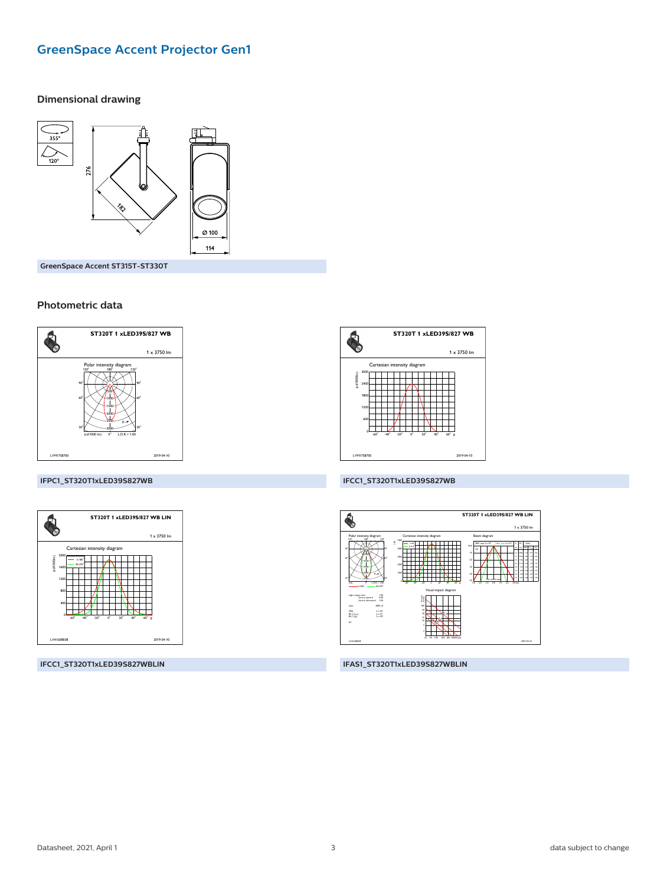# GreenSpace Accent Projector Gen1

## Dimensional drawing

GreenSpace Accent ST315T-ST330T

## Photometric data

IFPC1_ST320T1xLED39S827WB

IFCC1_ST320T1xLED39S827WB

IFCC1_ST320T1xLED39S827WBLIN

IFAS1_ST320T1xLED39S827WBLIN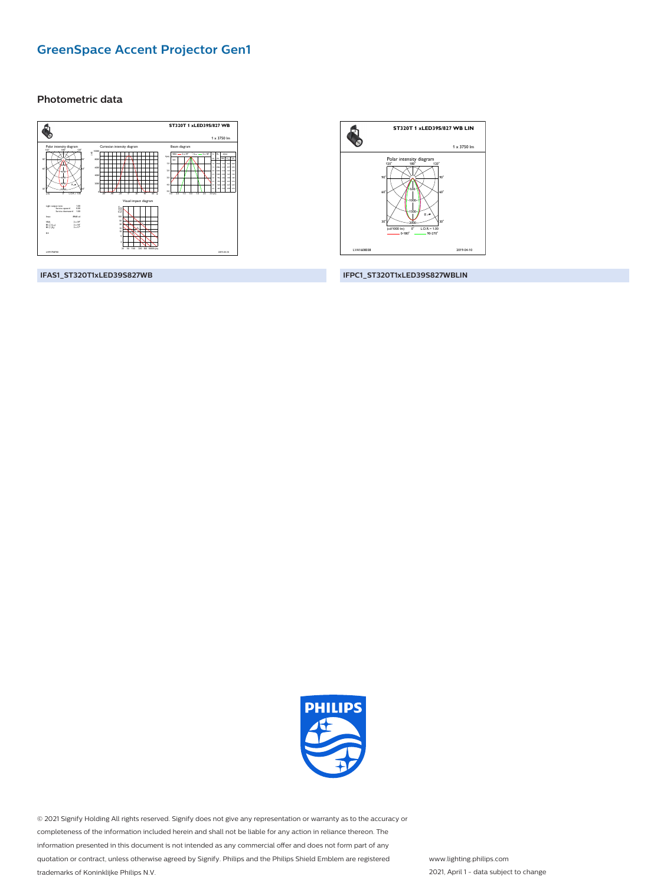# GreenSpace Accent Projector Gen1

## Photometric data

ST320T 1 xLED39S/827 WB

1 x 3750 lm

Polar intensity diagram

Cartesian intensity diagram

Beam diagram

Visual impact diagram

LVH1708700

2019-04-10

IFAS1_ST320T1xLED39S827WB

ST320T 1 xLED39S/827 WB LIN

1 x 3750 lm

Polar intensity diagram

120° 180° 120°

90° 90°

60° 60°

30° 30°

500

1000

1500

2000

(cd/1000 lm) 0° L.O.R. = 1.00

0-180° 90-270°

LVA1608038

2019-04-10

IFPC1_ST320T1xLED39S827WBLIN

© 2021 Signify Holding All rights reserved. Signify does not give any representation or warranty as to the accuracy or completeness of the information included herein and shall not be liable for any action in reliance thereon. The information presented in this document is not intended as any commercial offer and does not form part of any quotation or contract, unless otherwise agreed by Signify. Philips and the Philips Shield Emblem are registered trademarks of Koninklijke Philips N.V.

www.lighting.philips.com

2021, April 1 - data subject to change